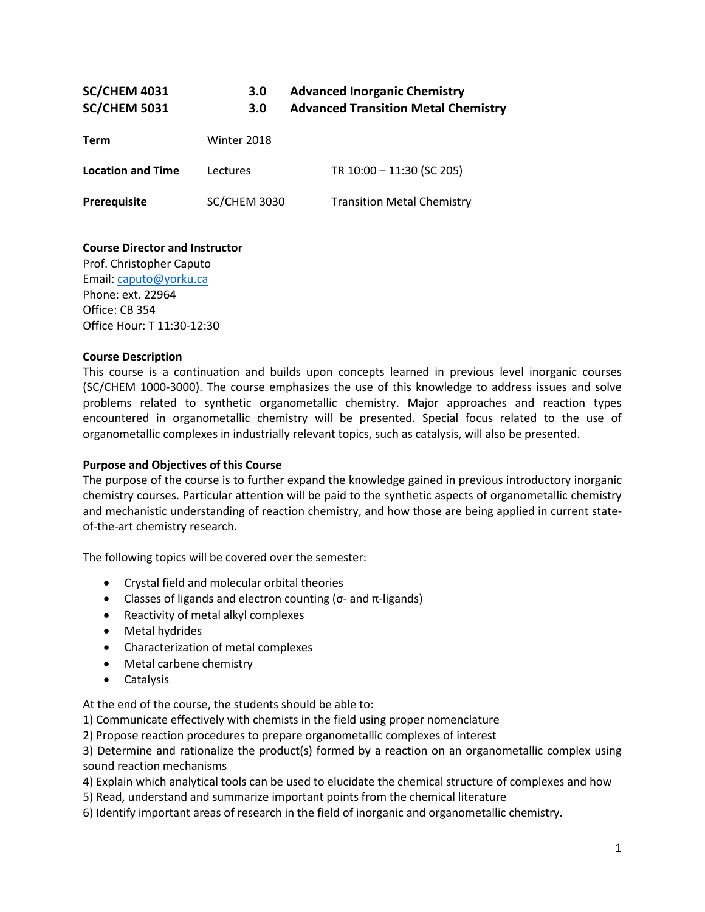| **SC/CHEM 4031** | **3.0** | **Advanced Inorganic Chemistry** |
|---|---|---|
| **SC/CHEM 5031** | **3.0** | **Advanced Transition Metal Chemistry** |

| | | |
|---|---|---|
| **Term** | Winter 2018 | |
| **Location and Time** | Lectures | TR 10:00 – 11:30 (SC 205) |
| **Prerequisite** | SC/CHEM 3030 | Transition Metal Chemistry |

**Course Director and Instructor**
Prof. Christopher Caputo
Email: caputo@yorku.ca
Phone: ext. 22964
Office: CB 354
Office Hour: T 11:30-12:30

**Course Description**
This course is a continuation and builds upon concepts learned in previous level inorganic courses (SC/CHEM 1000-3000). The course emphasizes the use of this knowledge to address issues and solve problems related to synthetic organometallic chemistry. Major approaches and reaction types encountered in organometallic chemistry will be presented. Special focus related to the use of organometallic complexes in industrially relevant topics, such as catalysis, will also be presented.

**Purpose and Objectives of this Course**
The purpose of the course is to further expand the knowledge gained in previous introductory inorganic chemistry courses. Particular attention will be paid to the synthetic aspects of organometallic chemistry and mechanistic understanding of reaction chemistry, and how those are being applied in current state-of-the-art chemistry research.

The following topics will be covered over the semester:

- Crystal field and molecular orbital theories
- Classes of ligands and electron counting (σ- and π-ligands)
- Reactivity of metal alkyl complexes
- Metal hydrides
- Characterization of metal complexes
- Metal carbene chemistry
- Catalysis

At the end of the course, the students should be able to:
1) Communicate effectively with chemists in the field using proper nomenclature
2) Propose reaction procedures to prepare organometallic complexes of interest
3) Determine and rationalize the product(s) formed by a reaction on an organometallic complex using sound reaction mechanisms
4) Explain which analytical tools can be used to elucidate the chemical structure of complexes and how
5) Read, understand and summarize important points from the chemical literature
6) Identify important areas of research in the field of inorganic and organometallic chemistry.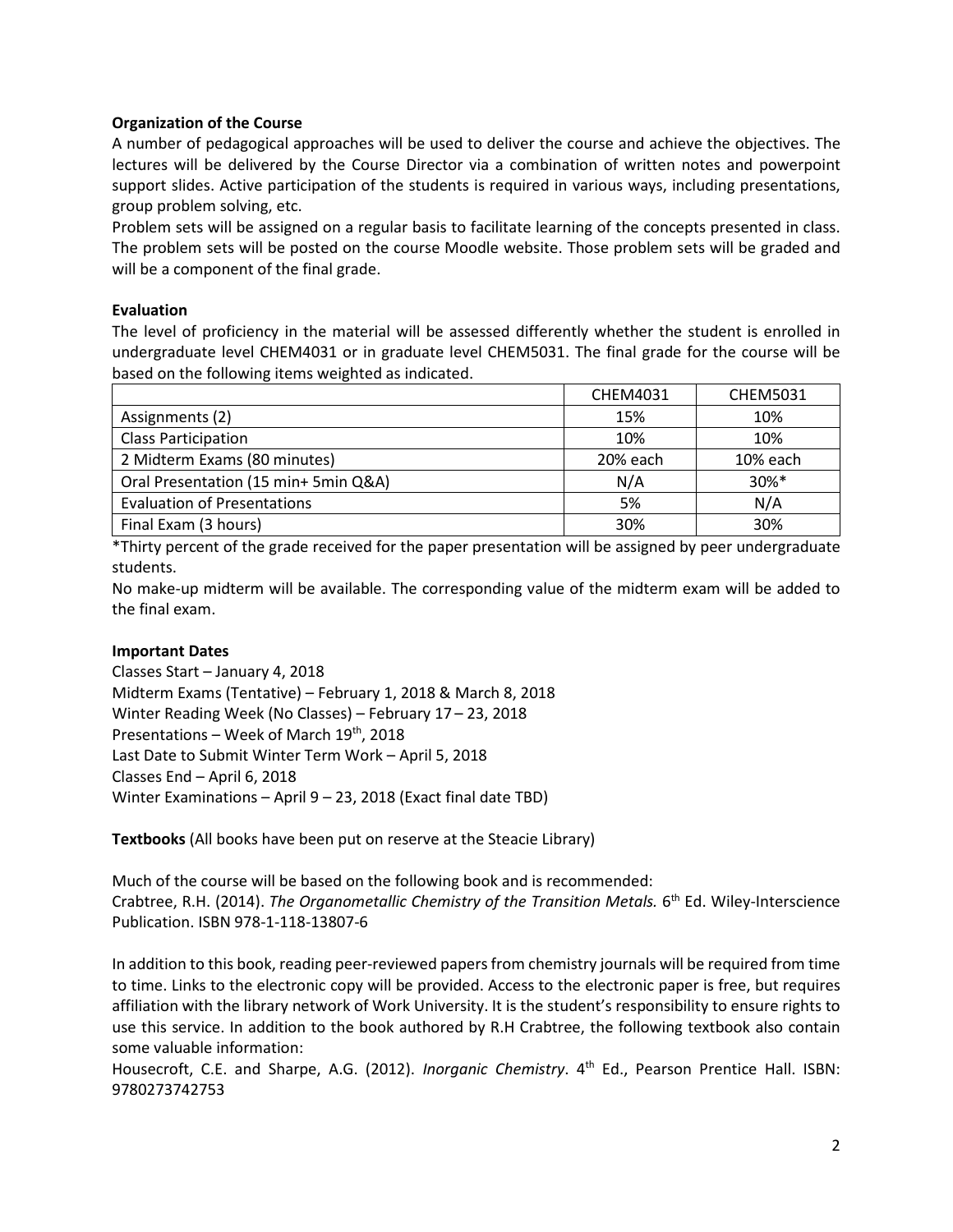**Organization of the Course**

A number of pedagogical approaches will be used to deliver the course and achieve the objectives. The lectures will be delivered by the Course Director via a combination of written notes and powerpoint support slides. Active participation of the students is required in various ways, including presentations, group problem solving, etc.

Problem sets will be assigned on a regular basis to facilitate learning of the concepts presented in class. The problem sets will be posted on the course Moodle website. Those problem sets will be graded and will be a component of the final grade.

**Evaluation**

The level of proficiency in the material will be assessed differently whether the student is enrolled in undergraduate level CHEM4031 or in graduate level CHEM5031. The final grade for the course will be based on the following items weighted as indicated.

| | CHEM4031 | CHEM5031 |
|---|---|---|
| Assignments (2) | 15% | 10% |
| Class Participation | 10% | 10% |
| 2 Midterm Exams (80 minutes) | 20% each | 10% each |
| Oral Presentation (15 min+ 5min Q&A) | N/A | 30%* |
| Evaluation of Presentations | 5% | N/A |
| Final Exam (3 hours) | 30% | 30% |

*Thirty percent of the grade received for the paper presentation will be assigned by peer undergraduate students.

No make-up midterm will be available. The corresponding value of the midterm exam will be added to the final exam.

**Important Dates**

Classes Start – January 4, 2018
Midterm Exams (Tentative) – February 1, 2018 & March 8, 2018
Winter Reading Week (No Classes) – February 17 – 23, 2018
Presentations – Week of March 19th, 2018
Last Date to Submit Winter Term Work – April 5, 2018
Classes End – April 6, 2018
Winter Examinations – April 9 – 23, 2018 (Exact final date TBD)

**Textbooks** (All books have been put on reserve at the Steacie Library)

Much of the course will be based on the following book and is recommended:
Crabtree, R.H. (2014). *The Organometallic Chemistry of the Transition Metals.* 6th Ed. Wiley-Interscience Publication. ISBN 978-1-118-13807-6

In addition to this book, reading peer-reviewed papers from chemistry journals will be required from time to time. Links to the electronic copy will be provided. Access to the electronic paper is free, but requires affiliation with the library network of Work University. It is the student's responsibility to ensure rights to use this service. In addition to the book authored by R.H Crabtree, the following textbook also contain some valuable information:
Housecroft, C.E. and Sharpe, A.G. (2012). *Inorganic Chemistry*. 4th Ed., Pearson Prentice Hall. ISBN: 9780273742753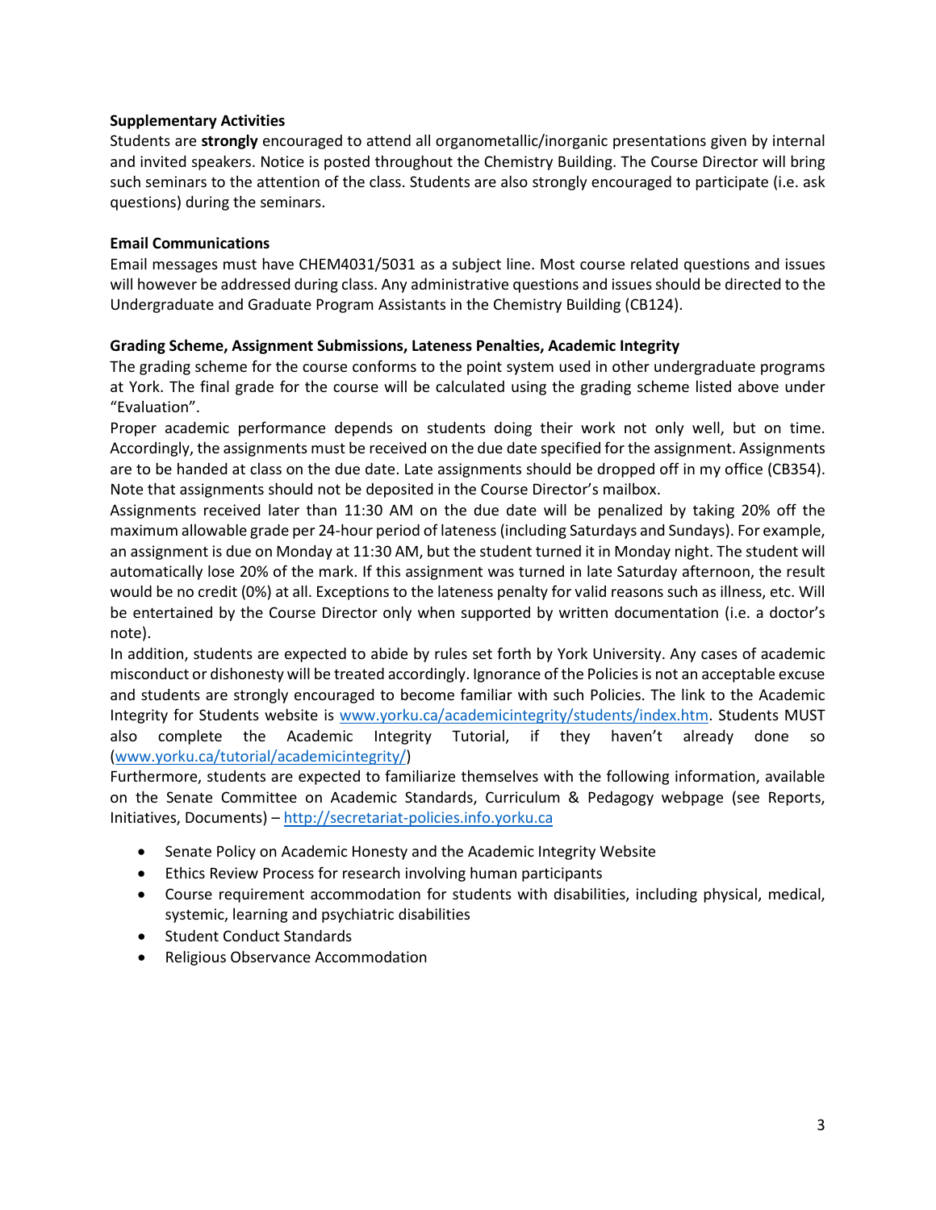**Supplementary Activities**

Students are **strongly** encouraged to attend all organometallic/inorganic presentations given by internal and invited speakers. Notice is posted throughout the Chemistry Building. The Course Director will bring such seminars to the attention of the class. Students are also strongly encouraged to participate (i.e. ask questions) during the seminars.

**Email Communications**

Email messages must have CHEM4031/5031 as a subject line. Most course related questions and issues will however be addressed during class. Any administrative questions and issues should be directed to the Undergraduate and Graduate Program Assistants in the Chemistry Building (CB124).

**Grading Scheme, Assignment Submissions, Lateness Penalties, Academic Integrity**

The grading scheme for the course conforms to the point system used in other undergraduate programs at York. The final grade for the course will be calculated using the grading scheme listed above under "Evaluation".

Proper academic performance depends on students doing their work not only well, but on time. Accordingly, the assignments must be received on the due date specified for the assignment. Assignments are to be handed at class on the due date. Late assignments should be dropped off in my office (CB354). Note that assignments should not be deposited in the Course Director's mailbox.

Assignments received later than 11:30 AM on the due date will be penalized by taking 20% off the maximum allowable grade per 24-hour period of lateness (including Saturdays and Sundays). For example, an assignment is due on Monday at 11:30 AM, but the student turned it in Monday night. The student will automatically lose 20% of the mark. If this assignment was turned in late Saturday afternoon, the result would be no credit (0%) at all. Exceptions to the lateness penalty for valid reasons such as illness, etc. Will be entertained by the Course Director only when supported by written documentation (i.e. a doctor's note).

In addition, students are expected to abide by rules set forth by York University. Any cases of academic misconduct or dishonesty will be treated accordingly. Ignorance of the Policies is not an acceptable excuse and students are strongly encouraged to become familiar with such Policies. The link to the Academic Integrity for Students website is [www.yorku.ca/academicintegrity/students/index.htm](www.yorku.ca/academicintegrity/students/index.htm). Students MUST also complete the Academic Integrity Tutorial, if they haven't already done so ([www.yorku.ca/tutorial/academicintegrity/](www.yorku.ca/tutorial/academicintegrity/))

Furthermore, students are expected to familiarize themselves with the following information, available on the Senate Committee on Academic Standards, Curriculum & Pedagogy webpage (see Reports, Initiatives, Documents) – [http://secretariat-policies.info.yorku.ca](http://secretariat-policies.info.yorku.ca)

- Senate Policy on Academic Honesty and the Academic Integrity Website
- Ethics Review Process for research involving human participants
- Course requirement accommodation for students with disabilities, including physical, medical, systemic, learning and psychiatric disabilities
- Student Conduct Standards
- Religious Observance Accommodation